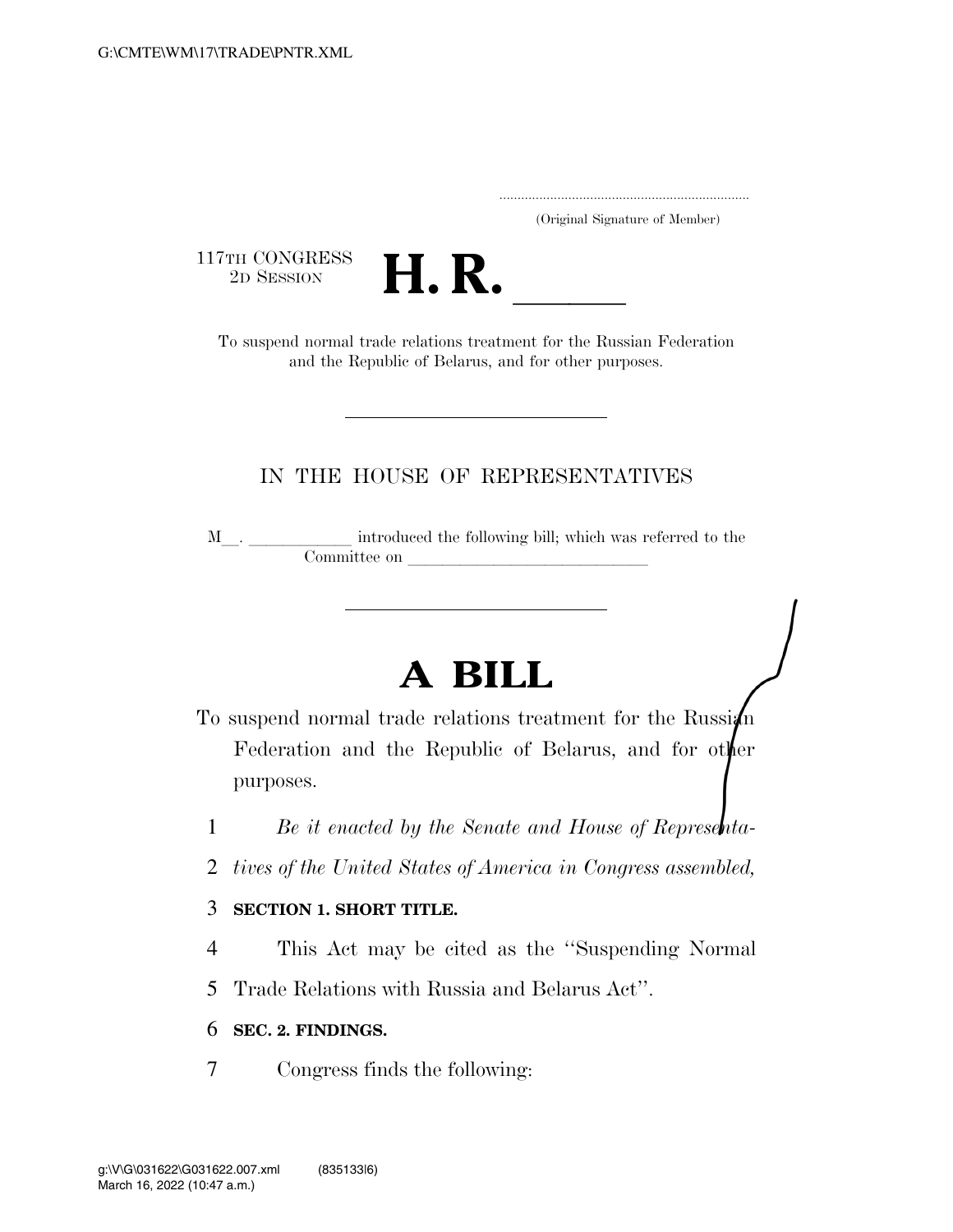(Original Signature of Member)

117TH CONGRESS
2D SESSION

# H. R. \_\_\_\_\_

To suspend normal trade relations treatment for the Russian Federation and the Republic of Belarus, and for other purposes.

---

IN THE HOUSE OF REPRESENTATIVES

M\_\_. \_\_\_\_\_\_\_\_\_\_\_\_ introduced the following bill; which was referred to the Committee on \_\_\_\_\_\_\_\_\_\_\_\_\_\_\_\_\_\_\_\_\_\_\_\_\_\_\_\_\_\_

---

# A BILL

To suspend normal trade relations treatment for the Russian Federation and the Republic of Belarus, and for other purposes.

1 *Be it enacted by the Senate and House of Representa-*
2 *tives of the United States of America in Congress assembled,*

3 **SECTION 1. SHORT TITLE.**

4 This Act may be cited as the ''Suspending Normal
5 Trade Relations with Russia and Belarus Act''.

6 **SEC. 2. FINDINGS.**

7 Congress finds the following: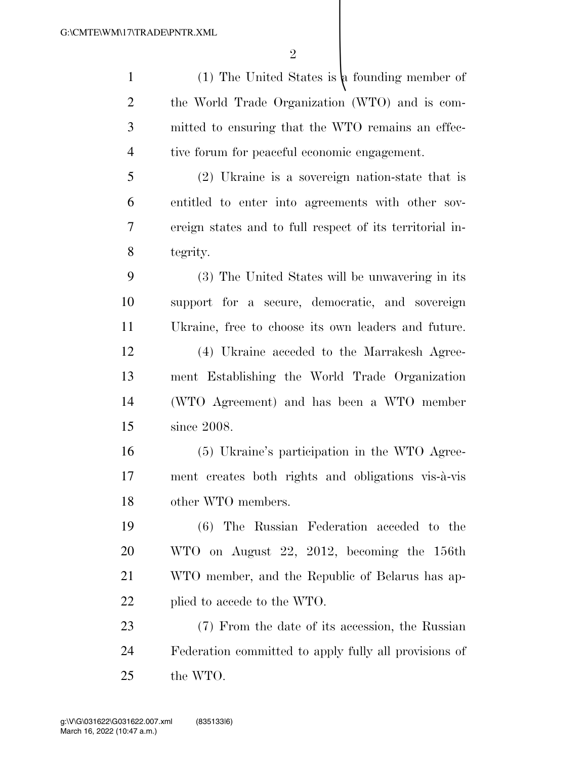(1) The United States is a founding member of the World Trade Organization (WTO) and is committed to ensuring that the WTO remains an effective forum for peaceful economic engagement.

(2) Ukraine is a sovereign nation-state that is entitled to enter into agreements with other sovereign states and to full respect of its territorial integrity.

(3) The United States will be unwavering in its support for a secure, democratic, and sovereign Ukraine, free to choose its own leaders and future.

(4) Ukraine acceded to the Marrakesh Agreement Establishing the World Trade Organization (WTO Agreement) and has been a WTO member since 2008.

(5) Ukraine's participation in the WTO Agreement creates both rights and obligations vis-à-vis other WTO members.

(6) The Russian Federation acceded to the WTO on August 22, 2012, becoming the 156th WTO member, and the Republic of Belarus has applied to accede to the WTO.

(7) From the date of its accession, the Russian Federation committed to apply fully all provisions of the WTO.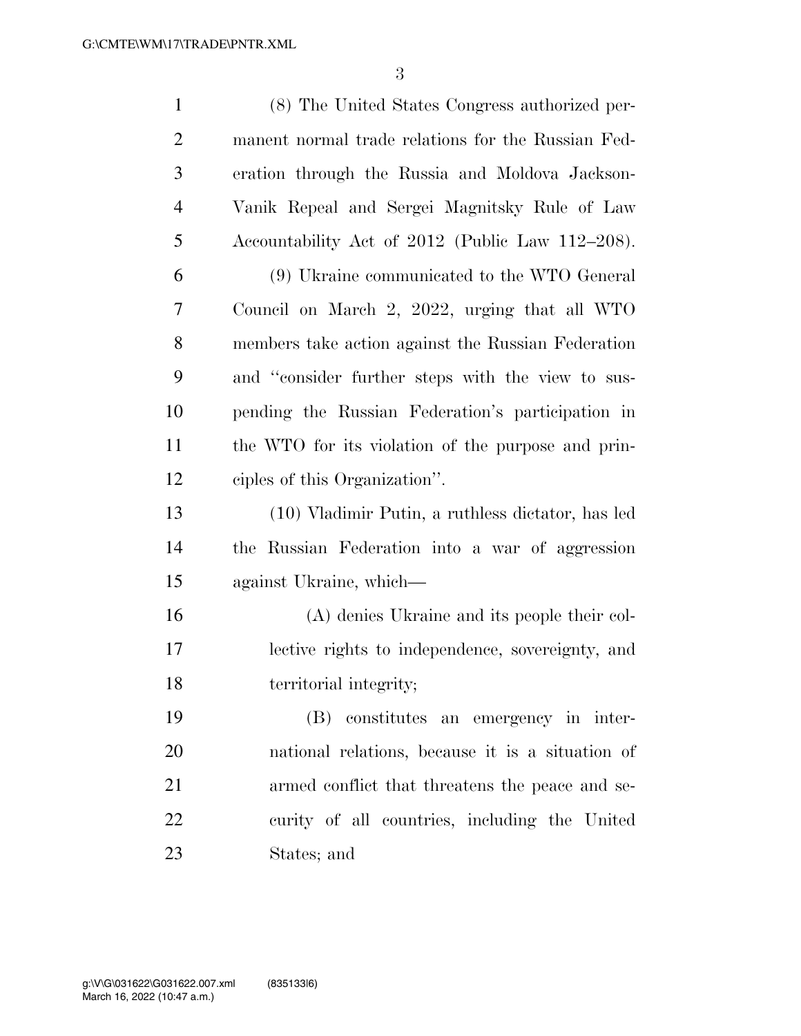(8) The United States Congress authorized permanent normal trade relations for the Russian Federation through the Russia and Moldova Jackson-Vanik Repeal and Sergei Magnitsky Rule of Law Accountability Act of 2012 (Public Law 112–208).

(9) Ukraine communicated to the WTO General Council on March 2, 2022, urging that all WTO members take action against the Russian Federation and ''consider further steps with the view to suspending the Russian Federation's participation in the WTO for its violation of the purpose and principles of this Organization''.

(10) Vladimir Putin, a ruthless dictator, has led the Russian Federation into a war of aggression against Ukraine, which—

(A) denies Ukraine and its people their collective rights to independence, sovereignty, and territorial integrity;

(B) constitutes an emergency in international relations, because it is a situation of armed conflict that threatens the peace and security of all countries, including the United States; and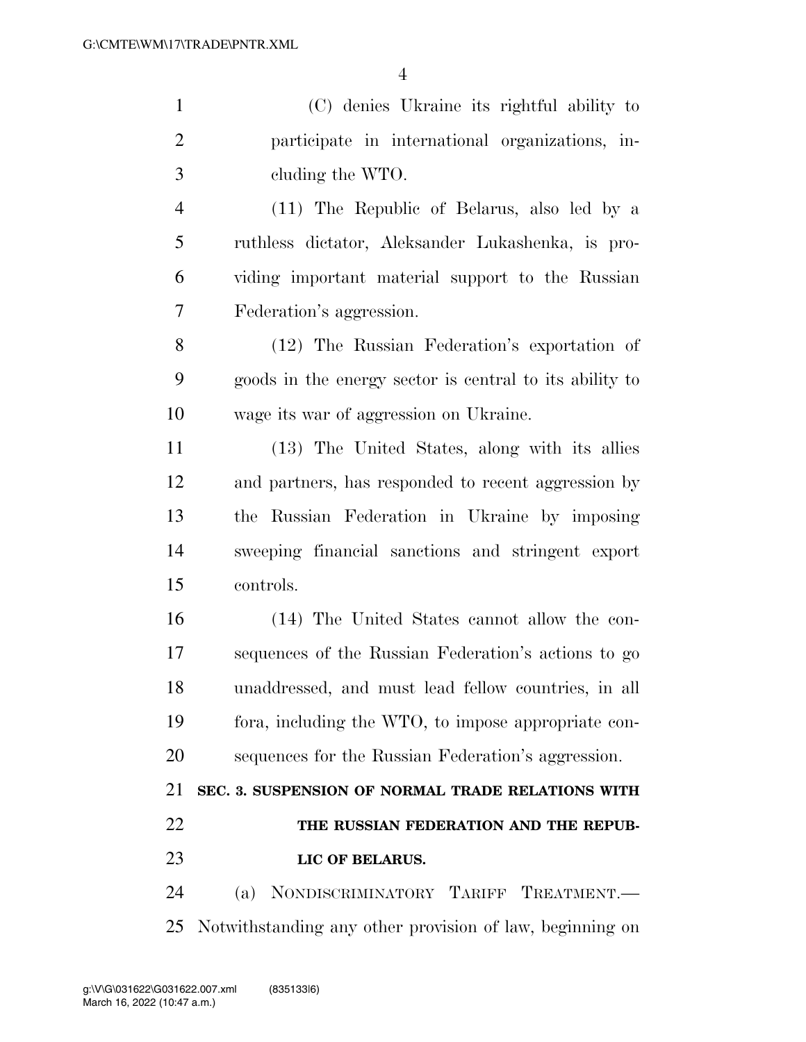(C) denies Ukraine its rightful ability to participate in international organizations, including the WTO.

(11) The Republic of Belarus, also led by a ruthless dictator, Aleksander Lukashenka, is providing important material support to the Russian Federation's aggression.

(12) The Russian Federation's exportation of goods in the energy sector is central to its ability to wage its war of aggression on Ukraine.

(13) The United States, along with its allies and partners, has responded to recent aggression by the Russian Federation in Ukraine by imposing sweeping financial sanctions and stringent export controls.

(14) The United States cannot allow the consequences of the Russian Federation's actions to go unaddressed, and must lead fellow countries, in all fora, including the WTO, to impose appropriate consequences for the Russian Federation's aggression.

## SEC. 3. SUSPENSION OF NORMAL TRADE RELATIONS WITH THE RUSSIAN FEDERATION AND THE REPUBLIC OF BELARUS.

(a) NONDISCRIMINATORY TARIFF TREATMENT.—Notwithstanding any other provision of law, beginning on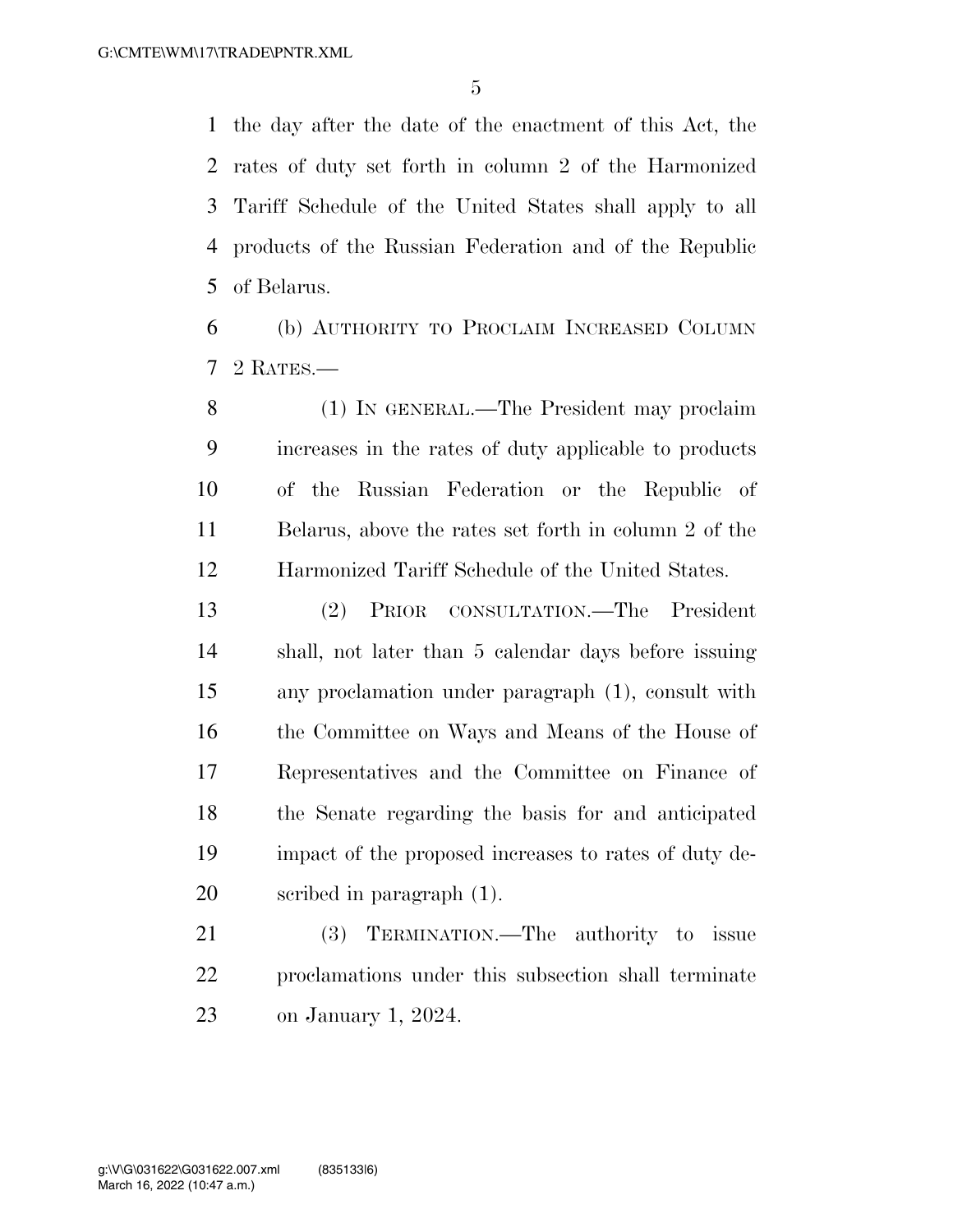the day after the date of the enactment of this Act, the rates of duty set forth in column 2 of the Harmonized Tariff Schedule of the United States shall apply to all products of the Russian Federation and of the Republic of Belarus.

(b) AUTHORITY TO PROCLAIM INCREASED COLUMN 2 RATES.—

(1) IN GENERAL.—The President may proclaim increases in the rates of duty applicable to products of the Russian Federation or the Republic of Belarus, above the rates set forth in column 2 of the Harmonized Tariff Schedule of the United States.

(2) PRIOR CONSULTATION.—The President shall, not later than 5 calendar days before issuing any proclamation under paragraph (1), consult with the Committee on Ways and Means of the House of Representatives and the Committee on Finance of the Senate regarding the basis for and anticipated impact of the proposed increases to rates of duty described in paragraph (1).

(3) TERMINATION.—The authority to issue proclamations under this subsection shall terminate on January 1, 2024.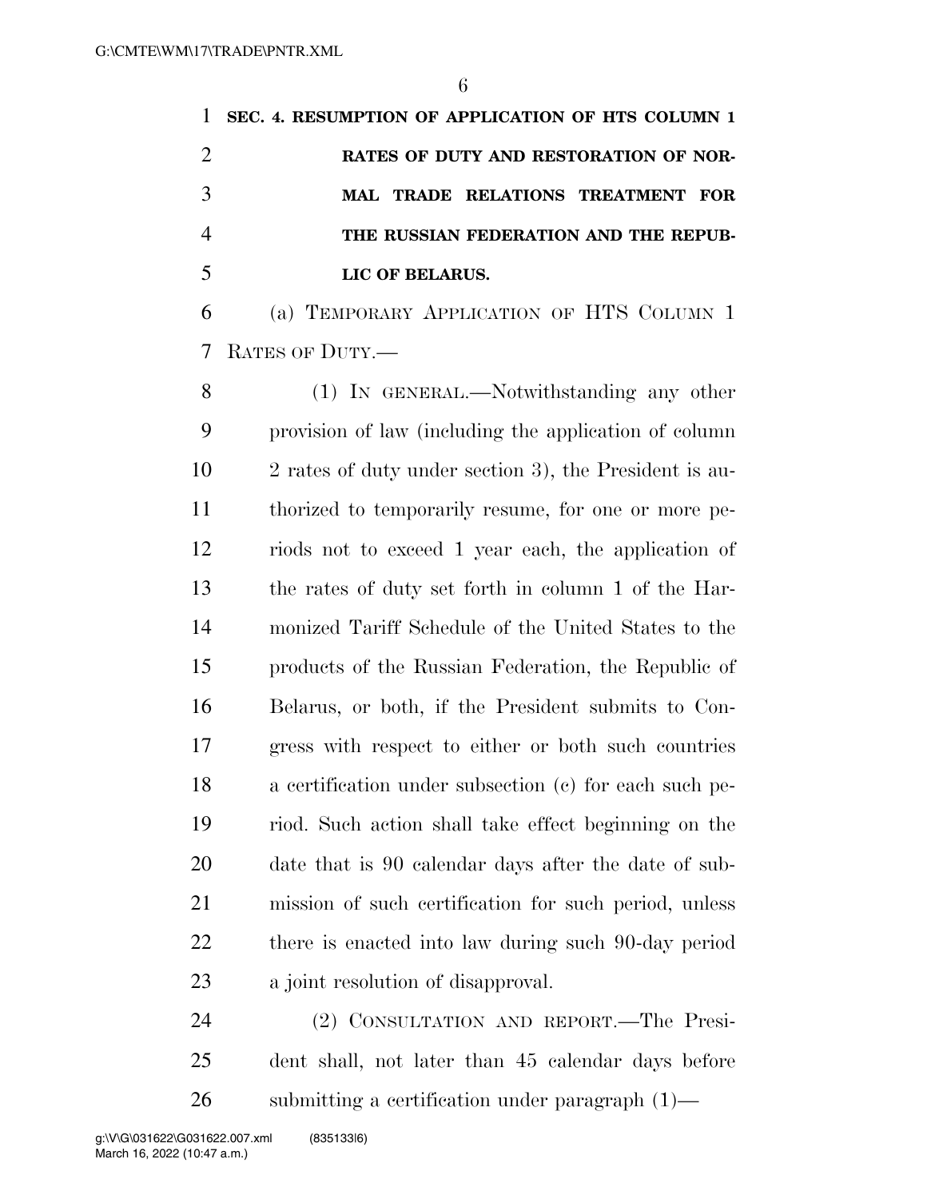**SEC. 4. RESUMPTION OF APPLICATION OF HTS COLUMN 1 RATES OF DUTY AND RESTORATION OF NORMAL TRADE RELATIONS TREATMENT FOR THE RUSSIAN FEDERATION AND THE REPUBLIC OF BELARUS.**

(a) TEMPORARY APPLICATION OF HTS COLUMN 1 RATES OF DUTY.—

(1) IN GENERAL.—Notwithstanding any other provision of law (including the application of column 2 rates of duty under section 3), the President is authorized to temporarily resume, for one or more periods not to exceed 1 year each, the application of the rates of duty set forth in column 1 of the Harmonized Tariff Schedule of the United States to the products of the Russian Federation, the Republic of Belarus, or both, if the President submits to Congress with respect to either or both such countries a certification under subsection (c) for each such period. Such action shall take effect beginning on the date that is 90 calendar days after the date of submission of such certification for such period, unless there is enacted into law during such 90-day period a joint resolution of disapproval.

(2) CONSULTATION AND REPORT.—The President shall, not later than 45 calendar days before submitting a certification under paragraph (1)—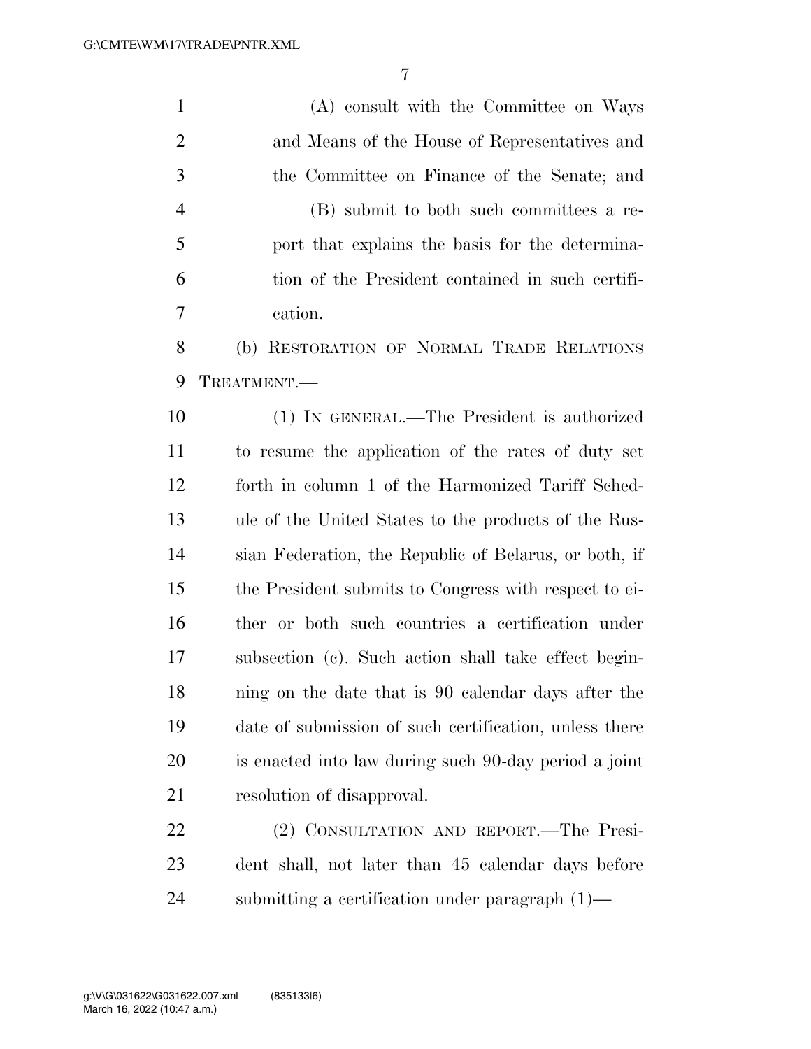(A) consult with the Committee on Ways and Means of the House of Representatives and the Committee on Finance of the Senate; and

(B) submit to both such committees a report that explains the basis for the determination of the President contained in such certification.

(b) RESTORATION OF NORMAL TRADE RELATIONS TREATMENT.—

(1) IN GENERAL.—The President is authorized to resume the application of the rates of duty set forth in column 1 of the Harmonized Tariff Schedule of the United States to the products of the Russian Federation, the Republic of Belarus, or both, if the President submits to Congress with respect to either or both such countries a certification under subsection (c). Such action shall take effect beginning on the date that is 90 calendar days after the date of submission of such certification, unless there is enacted into law during such 90-day period a joint resolution of disapproval.

(2) CONSULTATION AND REPORT.—The President shall, not later than 45 calendar days before submitting a certification under paragraph (1)—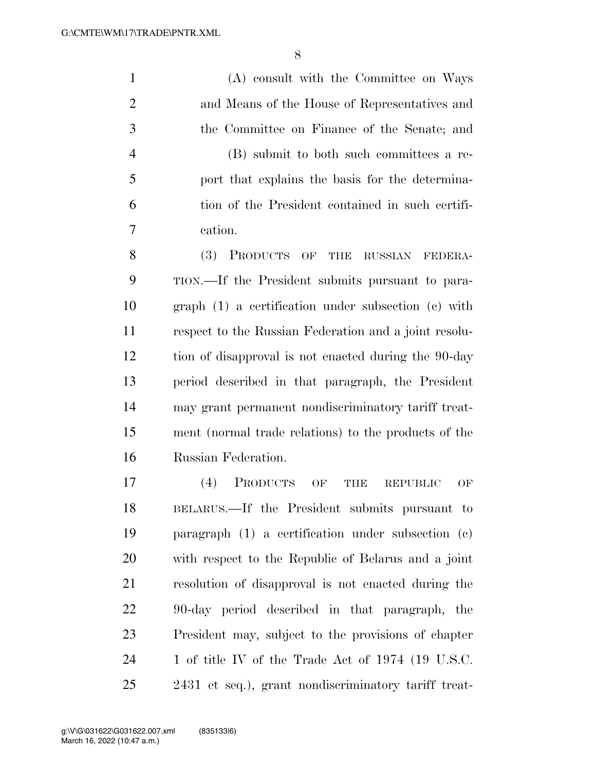(A) consult with the Committee on Ways and Means of the House of Representatives and the Committee on Finance of the Senate; and

(B) submit to both such committees a report that explains the basis for the determination of the President contained in such certification.

(3) PRODUCTS OF THE RUSSIAN FEDERATION.—If the President submits pursuant to paragraph (1) a certification under subsection (c) with respect to the Russian Federation and a joint resolution of disapproval is not enacted during the 90-day period described in that paragraph, the President may grant permanent nondiscriminatory tariff treatment (normal trade relations) to the products of the Russian Federation.

(4) PRODUCTS OF THE REPUBLIC OF BELARUS.—If the President submits pursuant to paragraph (1) a certification under subsection (c) with respect to the Republic of Belarus and a joint resolution of disapproval is not enacted during the 90-day period described in that paragraph, the President may, subject to the provisions of chapter 1 of title IV of the Trade Act of 1974 (19 U.S.C. 2431 et seq.), grant nondiscriminatory tariff treat-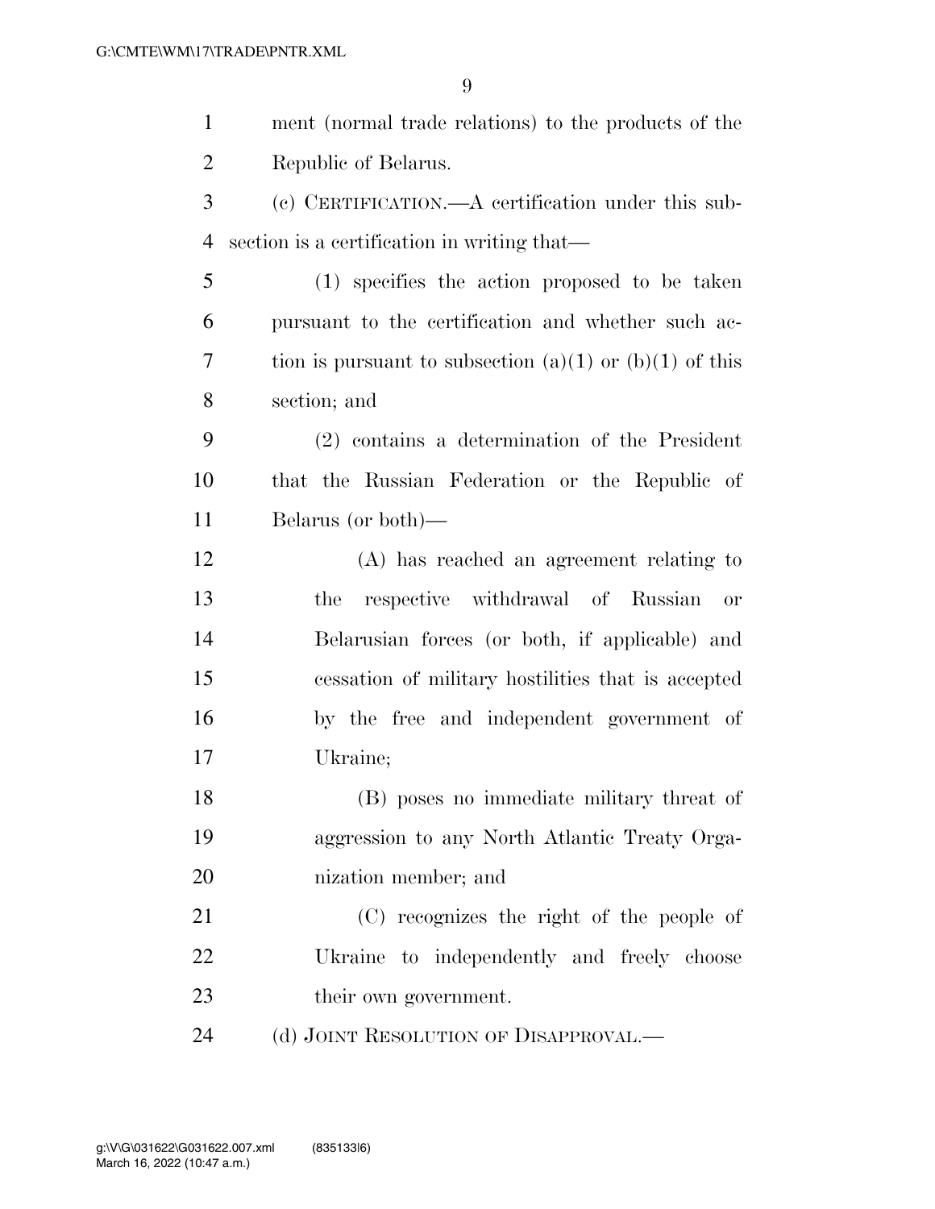ment (normal trade relations) to the products of the Republic of Belarus.

(c) CERTIFICATION.—A certification under this subsection is a certification in writing that—

(1) specifies the action proposed to be taken pursuant to the certification and whether such action is pursuant to subsection (a)(1) or (b)(1) of this section; and

(2) contains a determination of the President that the Russian Federation or the Republic of Belarus (or both)—

(A) has reached an agreement relating to the respective withdrawal of Russian or Belarusian forces (or both, if applicable) and cessation of military hostilities that is accepted by the free and independent government of Ukraine;

(B) poses no immediate military threat of aggression to any North Atlantic Treaty Organization member; and

(C) recognizes the right of the people of Ukraine to independently and freely choose their own government.

(d) JOINT RESOLUTION OF DISAPPROVAL.—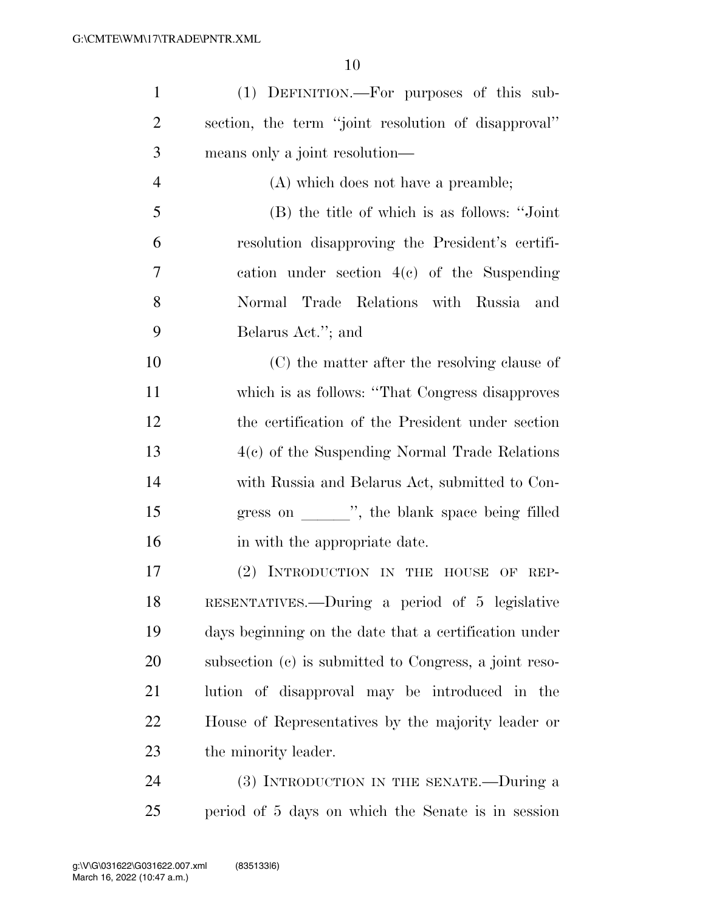(1) DEFINITION.—For purposes of this subsection, the term "joint resolution of disapproval" means only a joint resolution—

(A) which does not have a preamble;

(B) the title of which is as follows: "Joint resolution disapproving the President's certification under section 4(c) of the Suspending Normal Trade Relations with Russia and Belarus Act."; and

(C) the matter after the resolving clause of which is as follows: "That Congress disapproves the certification of the President under section 4(c) of the Suspending Normal Trade Relations with Russia and Belarus Act, submitted to Congress on ______", the blank space being filled in with the appropriate date.

(2) INTRODUCTION IN THE HOUSE OF REPRESENTATIVES.—During a period of 5 legislative days beginning on the date that a certification under subsection (c) is submitted to Congress, a joint resolution of disapproval may be introduced in the House of Representatives by the majority leader or the minority leader.

(3) INTRODUCTION IN THE SENATE.—During a period of 5 days on which the Senate is in session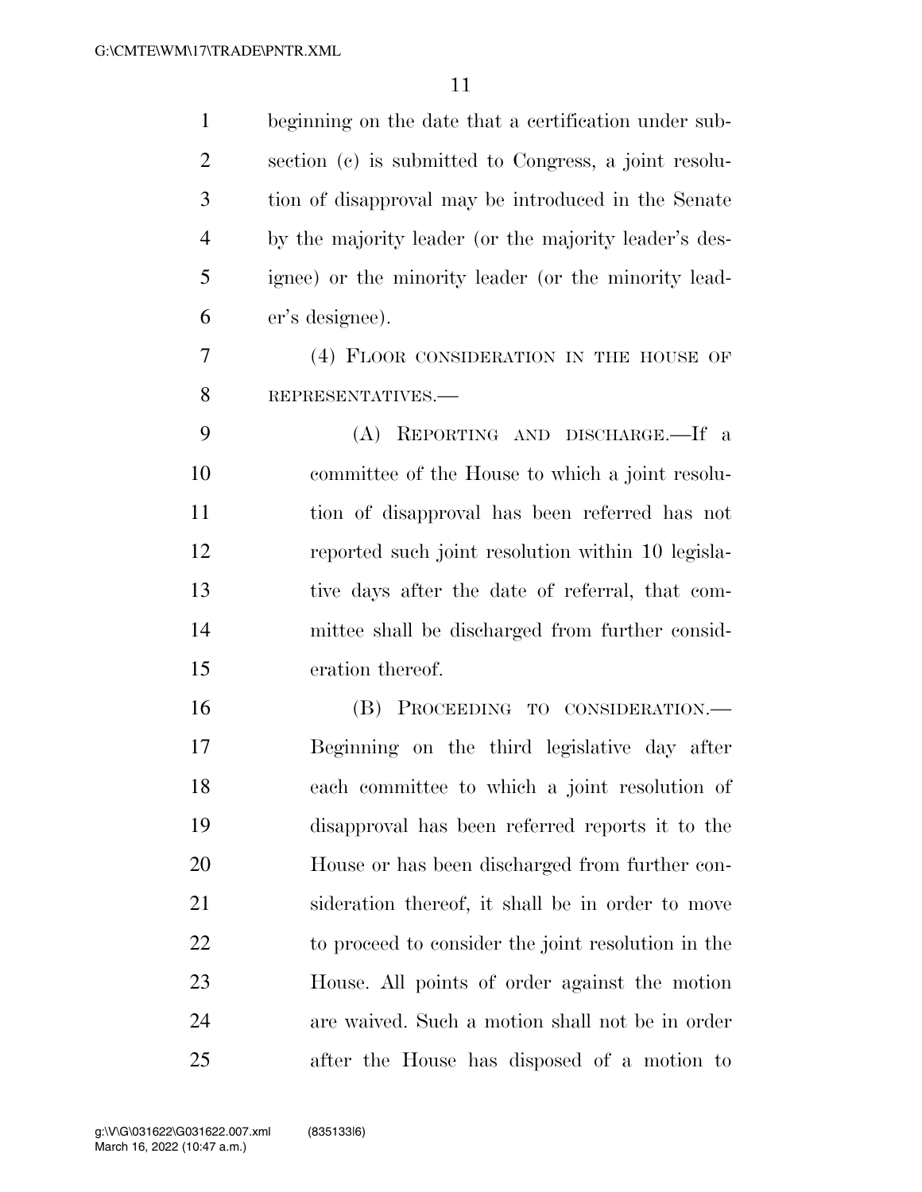beginning on the date that a certification under subsection (c) is submitted to Congress, a joint resolution of disapproval may be introduced in the Senate by the majority leader (or the majority leader's designee) or the minority leader (or the minority leader's designee).

(4) FLOOR CONSIDERATION IN THE HOUSE OF REPRESENTATIVES.—

(A) REPORTING AND DISCHARGE.—If a committee of the House to which a joint resolution of disapproval has been referred has not reported such joint resolution within 10 legislative days after the date of referral, that committee shall be discharged from further consideration thereof.

(B) PROCEEDING TO CONSIDERATION.—Beginning on the third legislative day after each committee to which a joint resolution of disapproval has been referred reports it to the House or has been discharged from further consideration thereof, it shall be in order to move to proceed to consider the joint resolution in the House. All points of order against the motion are waived. Such a motion shall not be in order after the House has disposed of a motion to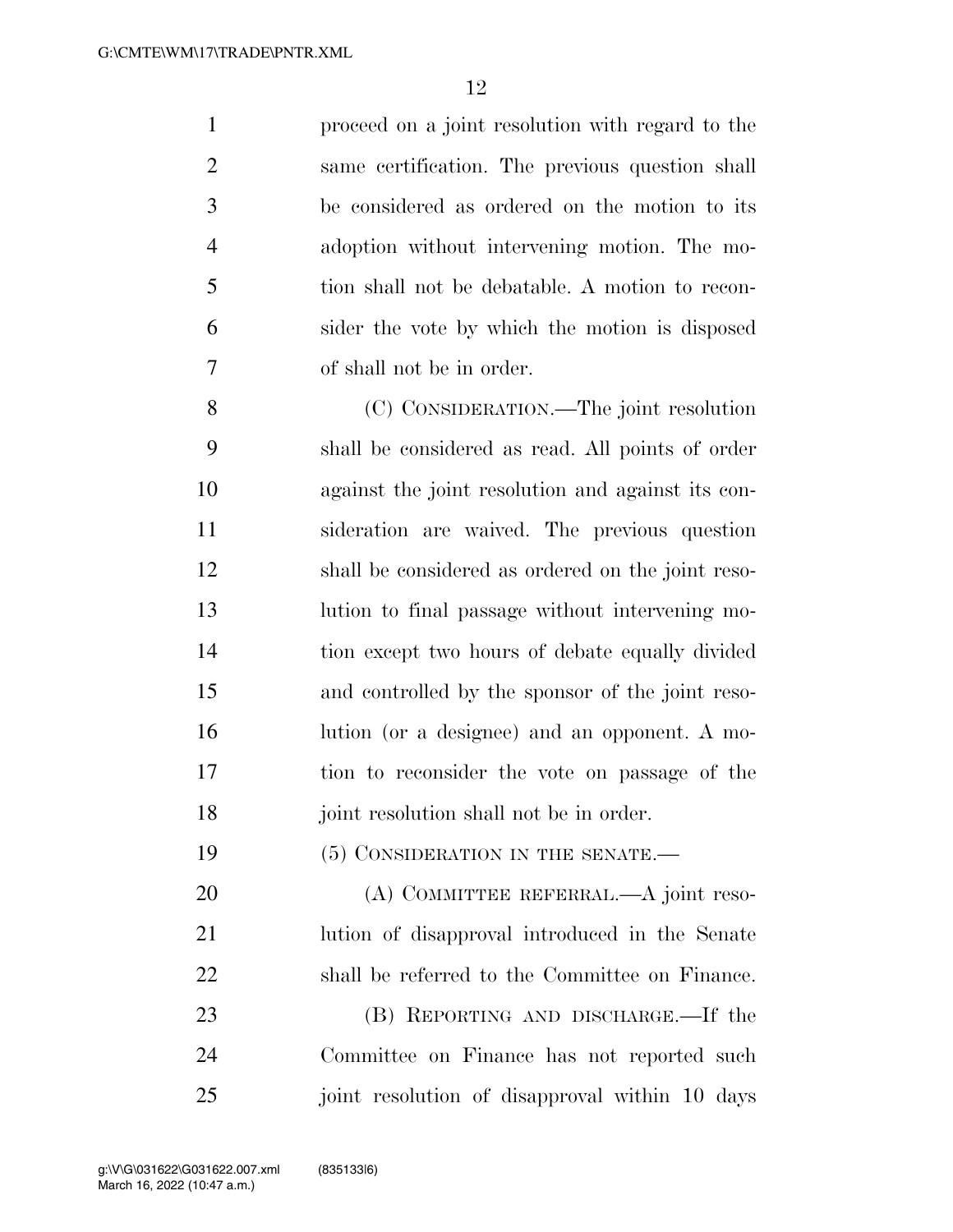proceed on a joint resolution with regard to the same certification. The previous question shall be considered as ordered on the motion to its adoption without intervening motion. The motion shall not be debatable. A motion to reconsider the vote by which the motion is disposed of shall not be in order.

(C) CONSIDERATION.—The joint resolution shall be considered as read. All points of order against the joint resolution and against its consideration are waived. The previous question shall be considered as ordered on the joint resolution to final passage without intervening motion except two hours of debate equally divided and controlled by the sponsor of the joint resolution (or a designee) and an opponent. A motion to reconsider the vote on passage of the joint resolution shall not be in order.

(5) CONSIDERATION IN THE SENATE.—

(A) COMMITTEE REFERRAL.—A joint resolution of disapproval introduced in the Senate shall be referred to the Committee on Finance.

(B) REPORTING AND DISCHARGE.—If the Committee on Finance has not reported such joint resolution of disapproval within 10 days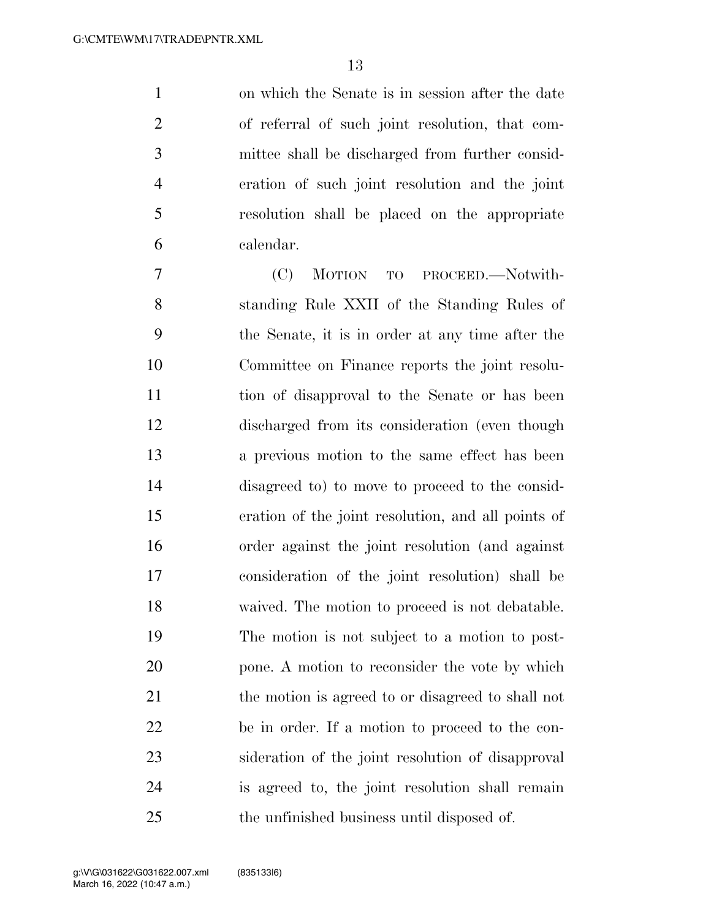on which the Senate is in session after the date of referral of such joint resolution, that committee shall be discharged from further consideration of such joint resolution and the joint resolution shall be placed on the appropriate calendar.

(C) MOTION TO PROCEED.—Notwithstanding Rule XXII of the Standing Rules of the Senate, it is in order at any time after the Committee on Finance reports the joint resolution of disapproval to the Senate or has been discharged from its consideration (even though a previous motion to the same effect has been disagreed to) to move to proceed to the consideration of the joint resolution, and all points of order against the joint resolution (and against consideration of the joint resolution) shall be waived. The motion to proceed is not debatable. The motion is not subject to a motion to postpone. A motion to reconsider the vote by which the motion is agreed to or disagreed to shall not be in order. If a motion to proceed to the consideration of the joint resolution of disapproval is agreed to, the joint resolution shall remain the unfinished business until disposed of.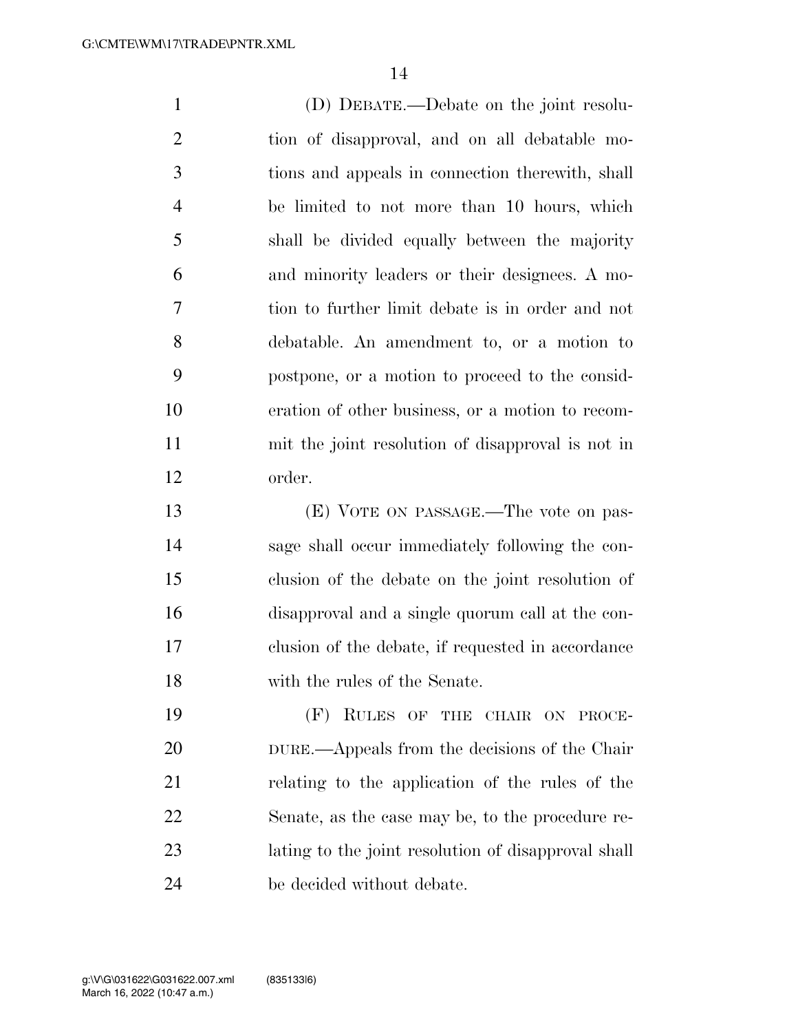(D) DEBATE.—Debate on the joint resolution of disapproval, and on all debatable motions and appeals in connection therewith, shall be limited to not more than 10 hours, which shall be divided equally between the majority and minority leaders or their designees. A motion to further limit debate is in order and not debatable. An amendment to, or a motion to postpone, or a motion to proceed to the consideration of other business, or a motion to recommit the joint resolution of disapproval is not in order.

(E) VOTE ON PASSAGE.—The vote on passage shall occur immediately following the conclusion of the debate on the joint resolution of disapproval and a single quorum call at the conclusion of the debate, if requested in accordance with the rules of the Senate.

(F) RULES OF THE CHAIR ON PROCEDURE.—Appeals from the decisions of the Chair relating to the application of the rules of the Senate, as the case may be, to the procedure relating to the joint resolution of disapproval shall be decided without debate.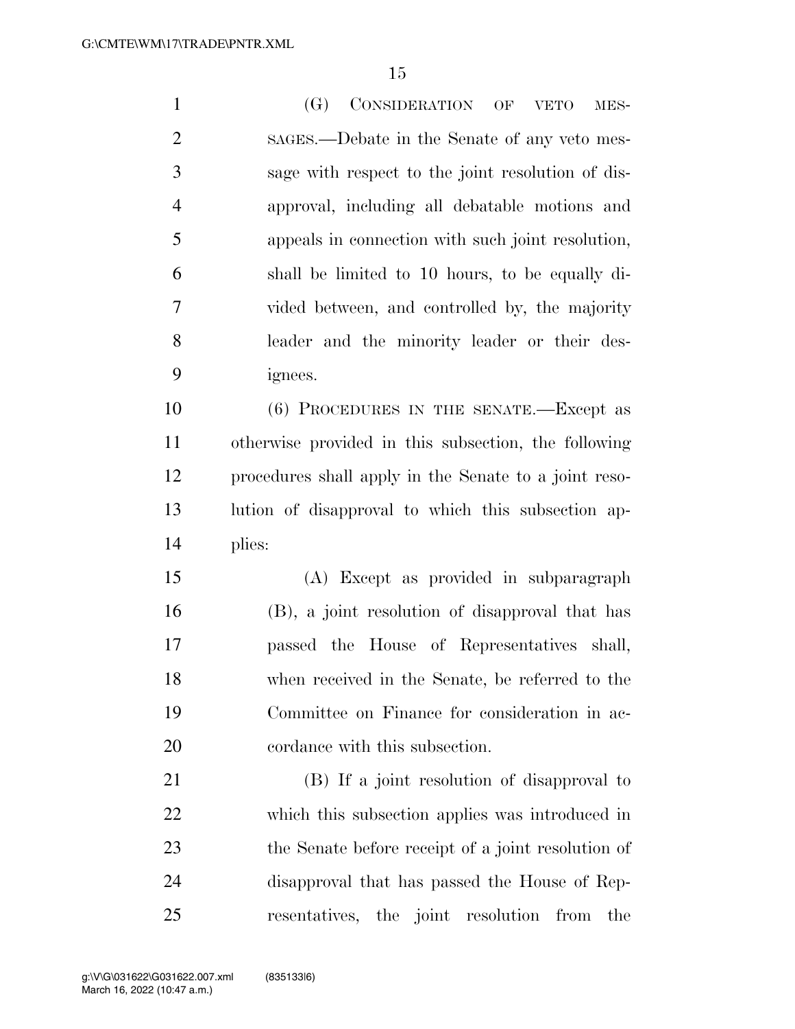(G) CONSIDERATION OF VETO MESSAGES.—Debate in the Senate of any veto message with respect to the joint resolution of disapproval, including all debatable motions and appeals in connection with such joint resolution, shall be limited to 10 hours, to be equally divided between, and controlled by, the majority leader and the minority leader or their designees.

(6) PROCEDURES IN THE SENATE.—Except as otherwise provided in this subsection, the following procedures shall apply in the Senate to a joint resolution of disapproval to which this subsection applies:

(A) Except as provided in subparagraph (B), a joint resolution of disapproval that has passed the House of Representatives shall, when received in the Senate, be referred to the Committee on Finance for consideration in accordance with this subsection.

(B) If a joint resolution of disapproval to which this subsection applies was introduced in the Senate before receipt of a joint resolution of disapproval that has passed the House of Representatives, the joint resolution from the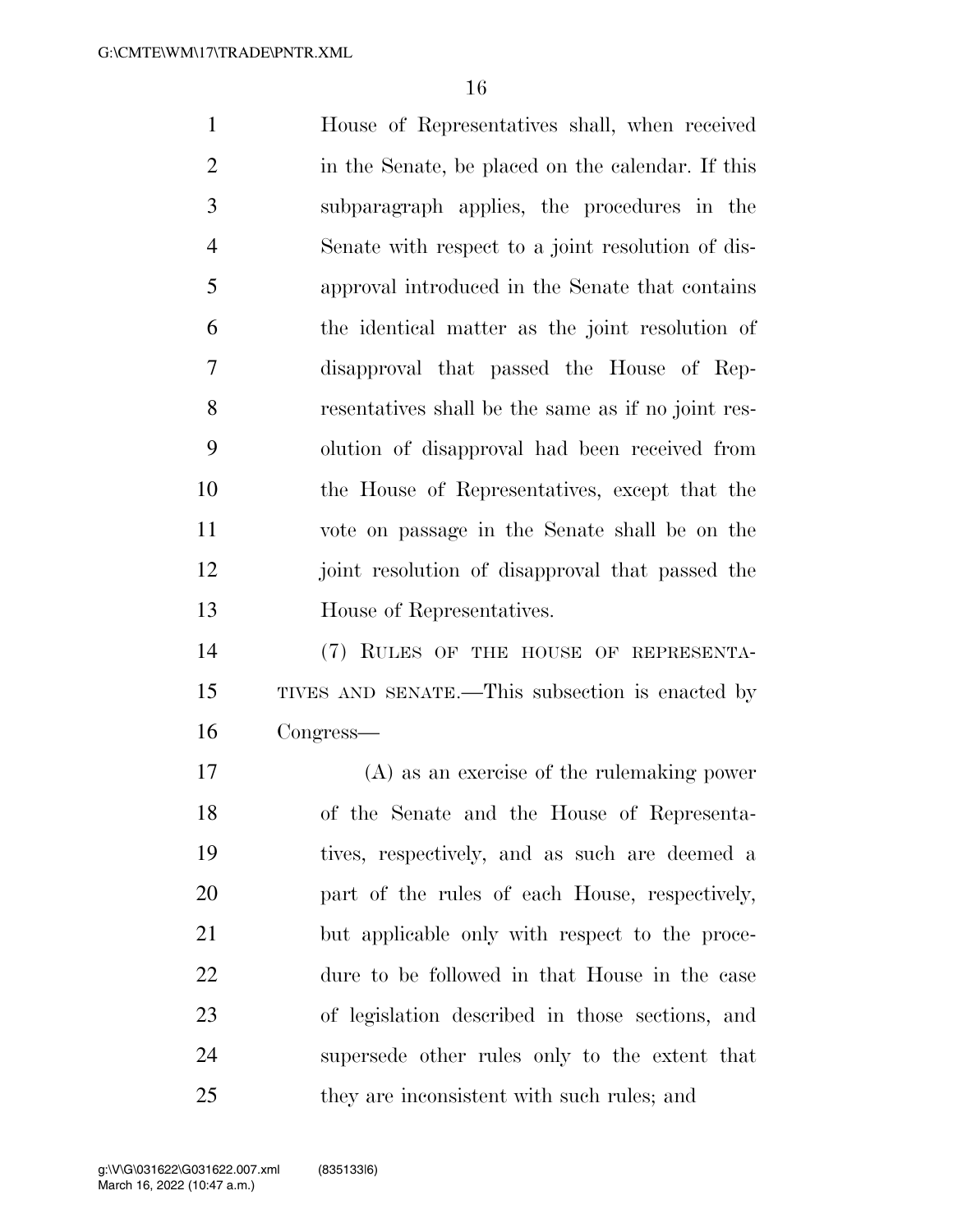House of Representatives shall, when received in the Senate, be placed on the calendar. If this subparagraph applies, the procedures in the Senate with respect to a joint resolution of disapproval introduced in the Senate that contains the identical matter as the joint resolution of disapproval that passed the House of Representatives shall be the same as if no joint resolution of disapproval had been received from the House of Representatives, except that the vote on passage in the Senate shall be on the joint resolution of disapproval that passed the House of Representatives.

(7) RULES OF THE HOUSE OF REPRESENTATIVES AND SENATE.—This subsection is enacted by Congress—

(A) as an exercise of the rulemaking power of the Senate and the House of Representatives, respectively, and as such are deemed a part of the rules of each House, respectively, but applicable only with respect to the procedure to be followed in that House in the case of legislation described in those sections, and supersede other rules only to the extent that they are inconsistent with such rules; and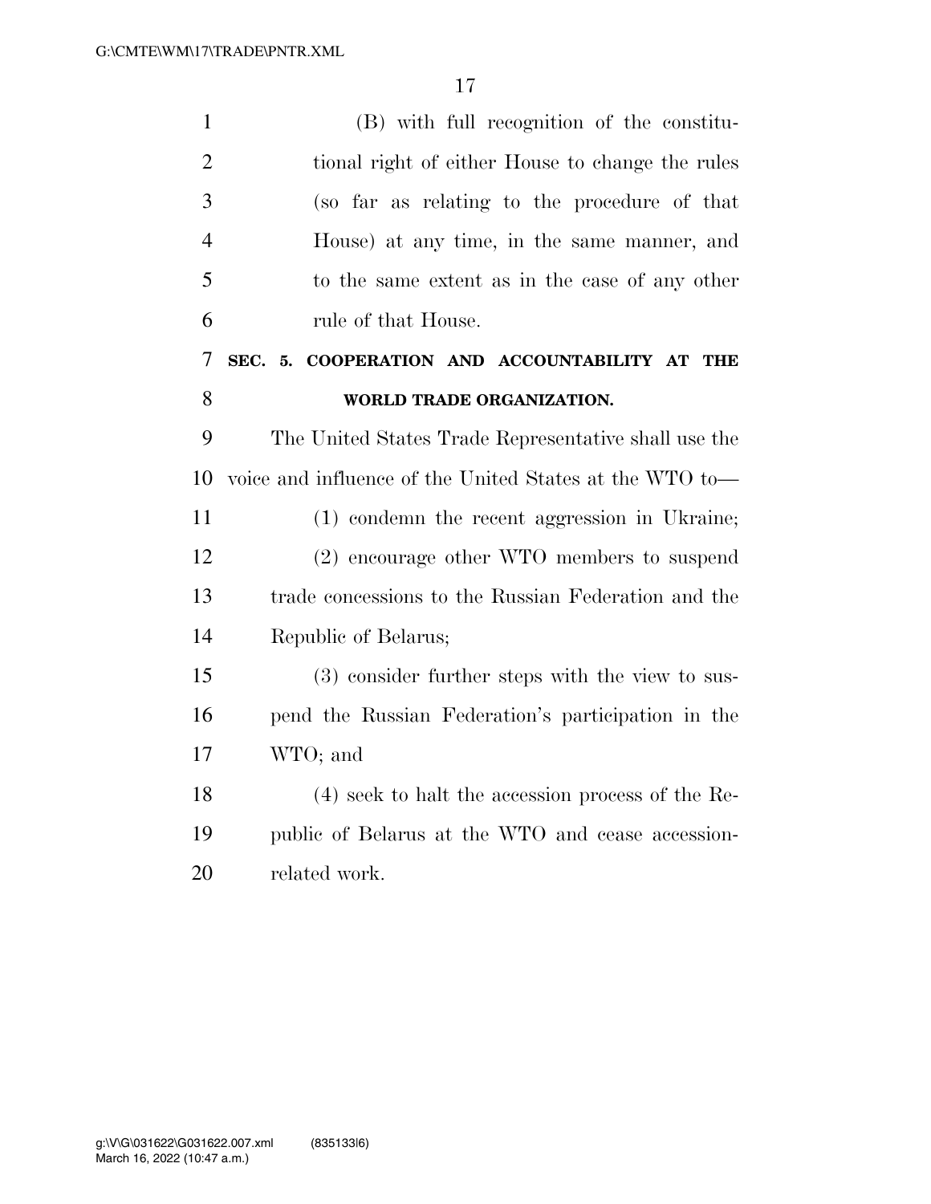(B) with full recognition of the constitutional right of either House to change the rules (so far as relating to the procedure of that House) at any time, in the same manner, and to the same extent as in the case of any other rule of that House.

## SEC. 5. COOPERATION AND ACCOUNTABILITY AT THE WORLD TRADE ORGANIZATION.

The United States Trade Representative shall use the voice and influence of the United States at the WTO to—

(1) condemn the recent aggression in Ukraine;

(2) encourage other WTO members to suspend trade concessions to the Russian Federation and the Republic of Belarus;

(3) consider further steps with the view to suspend the Russian Federation's participation in the WTO; and

(4) seek to halt the accession process of the Republic of Belarus at the WTO and cease accession-related work.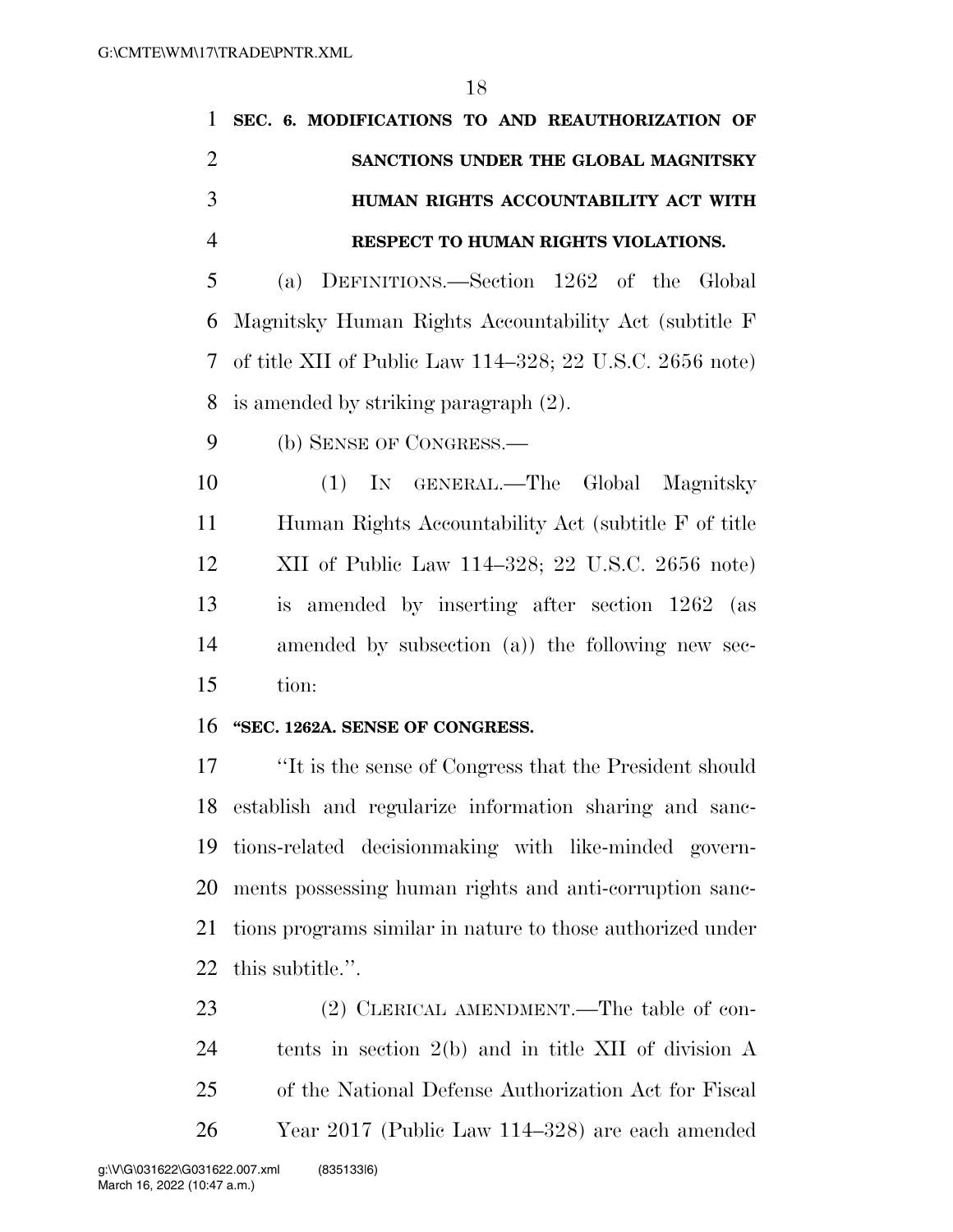**SEC. 6. MODIFICATIONS TO AND REAUTHORIZATION OF SANCTIONS UNDER THE GLOBAL MAGNITSKY HUMAN RIGHTS ACCOUNTABILITY ACT WITH RESPECT TO HUMAN RIGHTS VIOLATIONS.**

(a) DEFINITIONS.—Section 1262 of the Global Magnitsky Human Rights Accountability Act (subtitle F of title XII of Public Law 114–328; 22 U.S.C. 2656 note) is amended by striking paragraph (2).

(b) SENSE OF CONGRESS.—

(1) IN GENERAL.—The Global Magnitsky Human Rights Accountability Act (subtitle F of title XII of Public Law 114–328; 22 U.S.C. 2656 note) is amended by inserting after section 1262 (as amended by subsection (a)) the following new section:

**"SEC. 1262A. SENSE OF CONGRESS.**

"It is the sense of Congress that the President should establish and regularize information sharing and sanctions-related decisionmaking with like-minded governments possessing human rights and anti-corruption sanctions programs similar in nature to those authorized under this subtitle.".

(2) CLERICAL AMENDMENT.—The table of contents in section 2(b) and in title XII of division A of the National Defense Authorization Act for Fiscal Year 2017 (Public Law 114–328) are each amended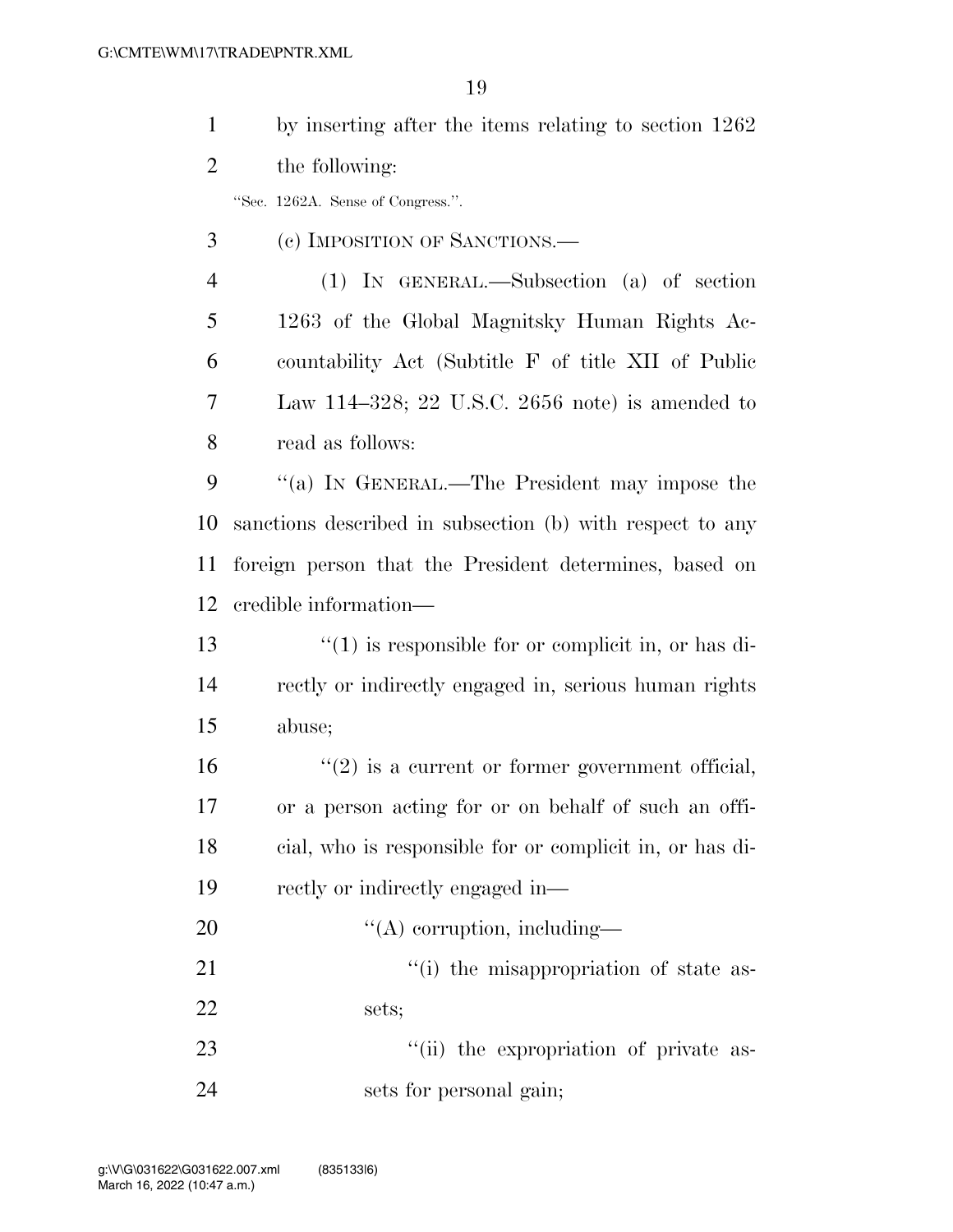by inserting after the items relating to section 1262 the following:

"Sec. 1262A. Sense of Congress.".

(c) IMPOSITION OF SANCTIONS.—

(1) IN GENERAL.—Subsection (a) of section 1263 of the Global Magnitsky Human Rights Accountability Act (Subtitle F of title XII of Public Law 114–328; 22 U.S.C. 2656 note) is amended to read as follows:

"(a) IN GENERAL.—The President may impose the sanctions described in subsection (b) with respect to any foreign person that the President determines, based on credible information—

"(1) is responsible for or complicit in, or has directly or indirectly engaged in, serious human rights abuse;

"(2) is a current or former government official, or a person acting for or on behalf of such an official, who is responsible for or complicit in, or has directly or indirectly engaged in—

"(A) corruption, including—

"(i) the misappropriation of state assets;

"(ii) the expropriation of private assets for personal gain;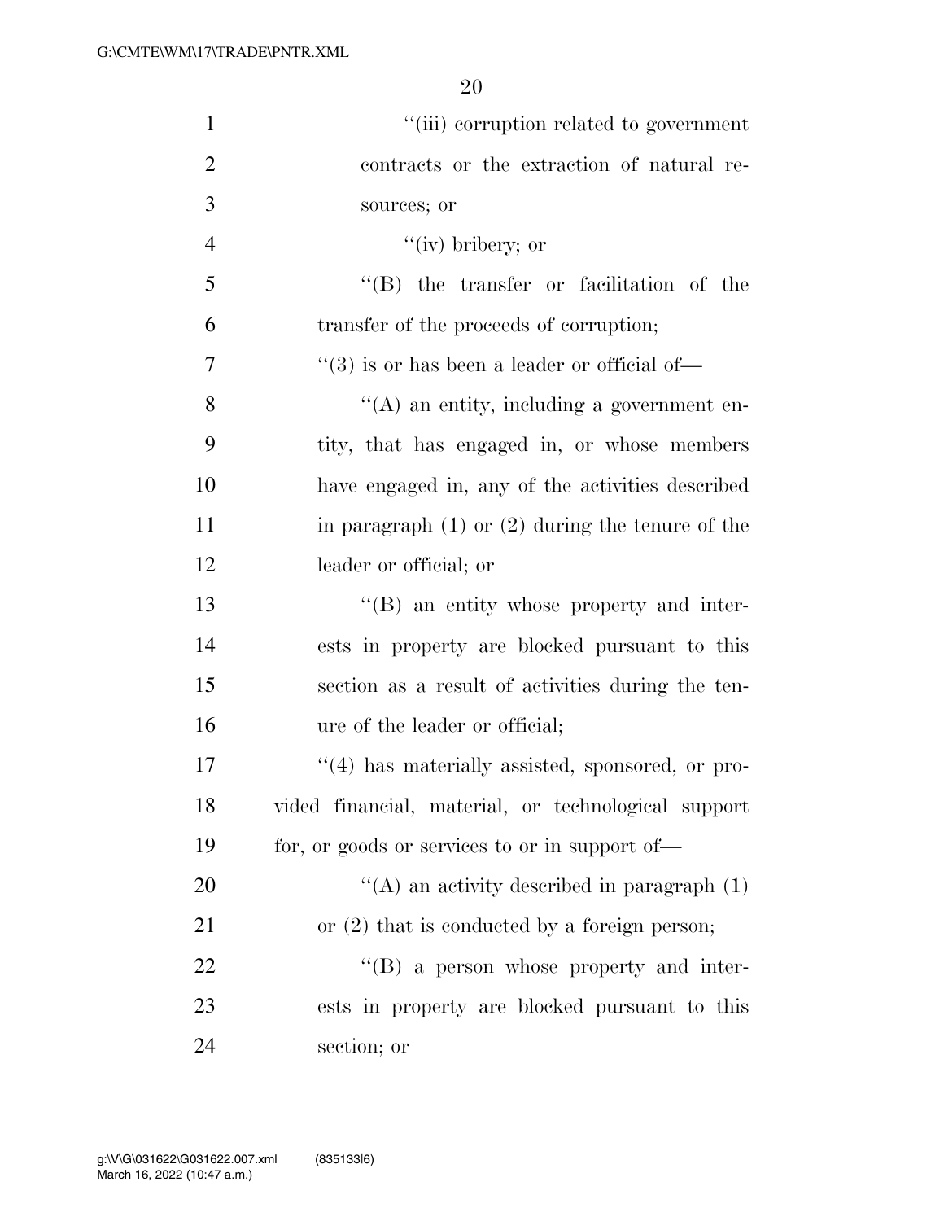''(iii) corruption related to government contracts or the extraction of natural resources; or

''(iv) bribery; or

''(B) the transfer or facilitation of the transfer of the proceeds of corruption;

''(3) is or has been a leader or official of—

''(A) an entity, including a government entity, that has engaged in, or whose members have engaged in, any of the activities described in paragraph (1) or (2) during the tenure of the leader or official; or

''(B) an entity whose property and interests in property are blocked pursuant to this section as a result of activities during the tenure of the leader or official;

''(4) has materially assisted, sponsored, or provided financial, material, or technological support for, or goods or services to or in support of—

''(A) an activity described in paragraph (1) or (2) that is conducted by a foreign person;

''(B) a person whose property and interests in property are blocked pursuant to this section; or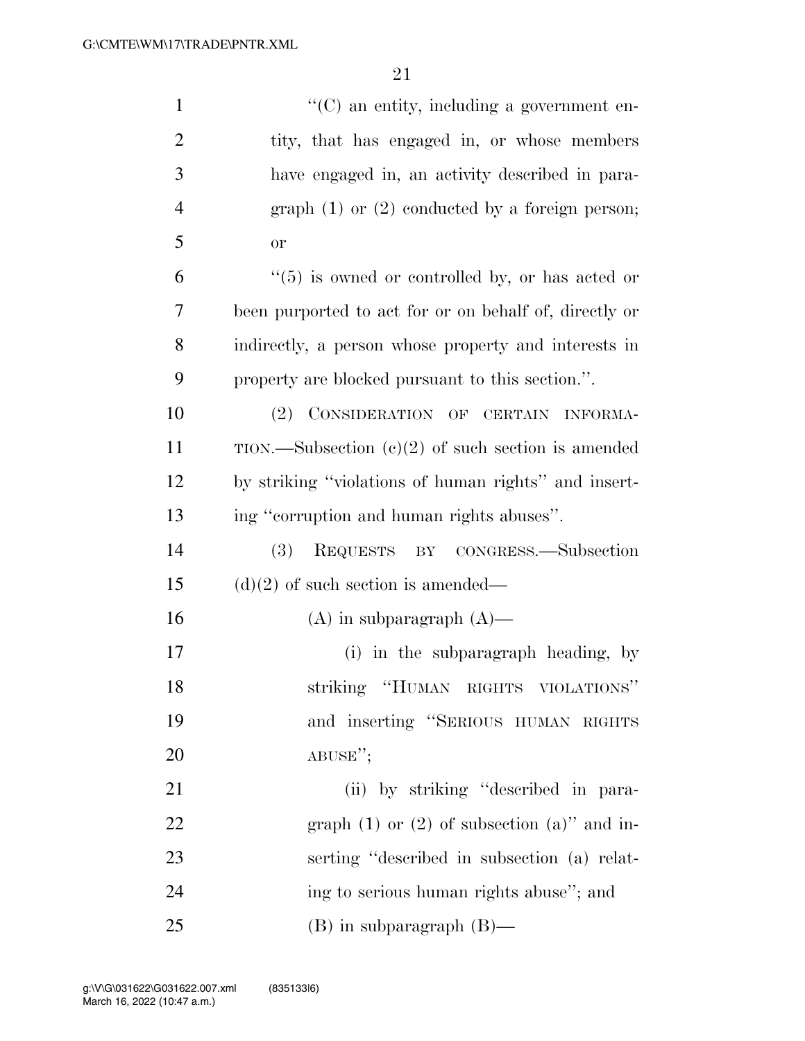"(C) an entity, including a government entity, that has engaged in, or whose members have engaged in, an activity described in paragraph (1) or (2) conducted by a foreign person; or

"(5) is owned or controlled by, or has acted or been purported to act for or on behalf of, directly or indirectly, a person whose property and interests in property are blocked pursuant to this section.".

(2) CONSIDERATION OF CERTAIN INFORMATION.—Subsection (c)(2) of such section is amended by striking "violations of human rights" and inserting "corruption and human rights abuses".

(3) REQUESTS BY CONGRESS.—Subsection (d)(2) of such section is amended—

(A) in subparagraph (A)—

(i) in the subparagraph heading, by striking "HUMAN RIGHTS VIOLATIONS" and inserting "SERIOUS HUMAN RIGHTS ABUSE";

(ii) by striking "described in paragraph (1) or (2) of subsection (a)" and inserting "described in subsection (a) relating to serious human rights abuse"; and

(B) in subparagraph (B)—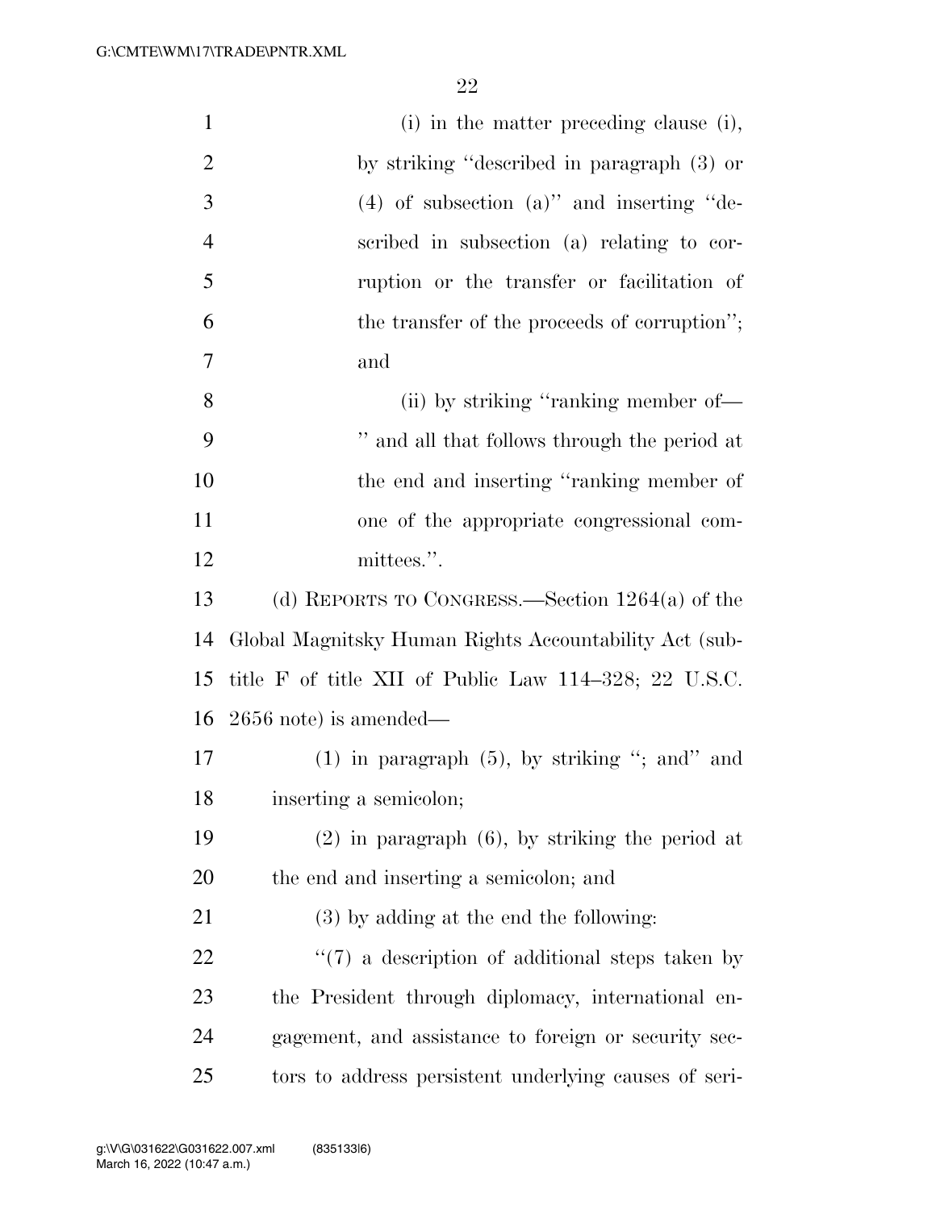(i) in the matter preceding clause (i), by striking "described in paragraph (3) or (4) of subsection (a)" and inserting "described in subsection (a) relating to corruption or the transfer or facilitation of the transfer of the proceeds of corruption"; and

(ii) by striking "ranking member of— " and all that follows through the period at the end and inserting "ranking member of one of the appropriate congressional committees.".

(d) REPORTS TO CONGRESS.—Section 1264(a) of the Global Magnitsky Human Rights Accountability Act (subtitle F of title XII of Public Law 114–328; 22 U.S.C. 2656 note) is amended—

(1) in paragraph (5), by striking "; and" and inserting a semicolon;

(2) in paragraph (6), by striking the period at the end and inserting a semicolon; and

(3) by adding at the end the following:

"(7) a description of additional steps taken by the President through diplomacy, international engagement, and assistance to foreign or security sectors to address persistent underlying causes of seri-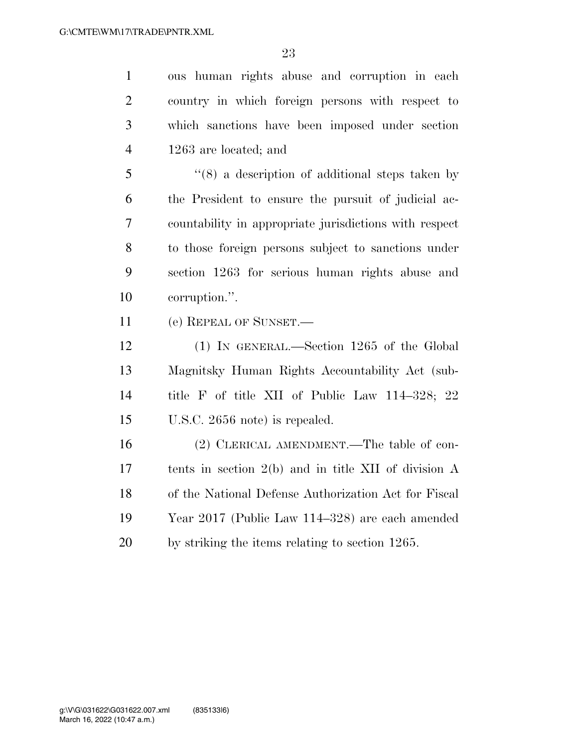ous human rights abuse and corruption in each country in which foreign persons with respect to which sanctions have been imposed under section 1263 are located; and

"(8) a description of additional steps taken by the President to ensure the pursuit of judicial accountability in appropriate jurisdictions with respect to those foreign persons subject to sanctions under section 1263 for serious human rights abuse and corruption.".

(e) REPEAL OF SUNSET.—

(1) IN GENERAL.—Section 1265 of the Global Magnitsky Human Rights Accountability Act (subtitle F of title XII of Public Law 114–328; 22 U.S.C. 2656 note) is repealed.

(2) CLERICAL AMENDMENT.—The table of contents in section 2(b) and in title XII of division A of the National Defense Authorization Act for Fiscal Year 2017 (Public Law 114–328) are each amended by striking the items relating to section 1265.